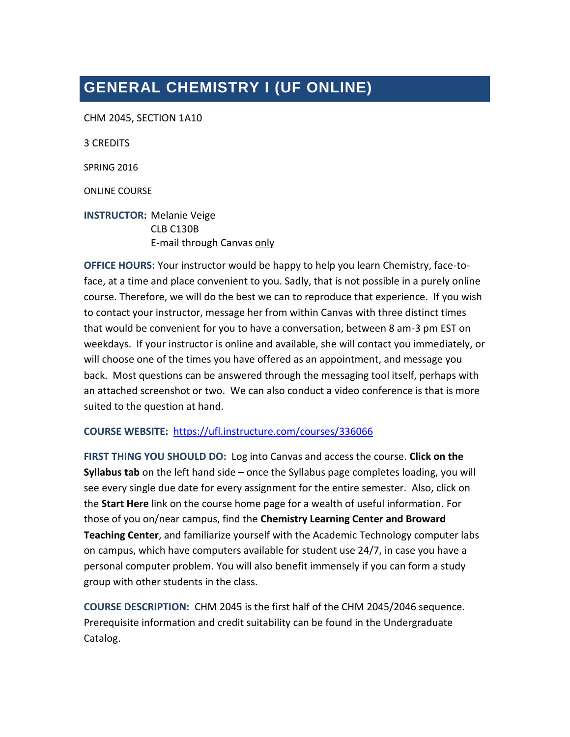# GENERAL CHEMISTRY I (UF ONLINE)

CHM 2045, SECTION 1A10

3 CREDITS

SPRING 2016

ONLINE COURSE

**INSTRUCTOR:** Melanie Veige
CLB C130B
E-mail through Canvas only

**OFFICE HOURS:** Your instructor would be happy to help you learn Chemistry, face-to-face, at a time and place convenient to you. Sadly, that is not possible in a purely online course. Therefore, we will do the best we can to reproduce that experience. If you wish to contact your instructor, message her from within Canvas with three distinct times that would be convenient for you to have a conversation, between 8 am-3 pm EST on weekdays. If your instructor is online and available, she will contact you immediately, or will choose one of the times you have offered as an appointment, and message you back. Most questions can be answered through the messaging tool itself, perhaps with an attached screenshot or two. We can also conduct a video conference is that is more suited to the question at hand.

**COURSE WEBSITE:** https://ufl.instructure.com/courses/336066

**FIRST THING YOU SHOULD DO:** Log into Canvas and access the course. **Click on the Syllabus tab** on the left hand side – once the Syllabus page completes loading, you will see every single due date for every assignment for the entire semester. Also, click on the **Start Here** link on the course home page for a wealth of useful information. For those of you on/near campus, find the **Chemistry Learning Center and Broward Teaching Center**, and familiarize yourself with the Academic Technology computer labs on campus, which have computers available for student use 24/7, in case you have a personal computer problem. You will also benefit immensely if you can form a study group with other students in the class.

**COURSE DESCRIPTION:** CHM 2045 is the first half of the CHM 2045/2046 sequence. Prerequisite information and credit suitability can be found in the Undergraduate Catalog.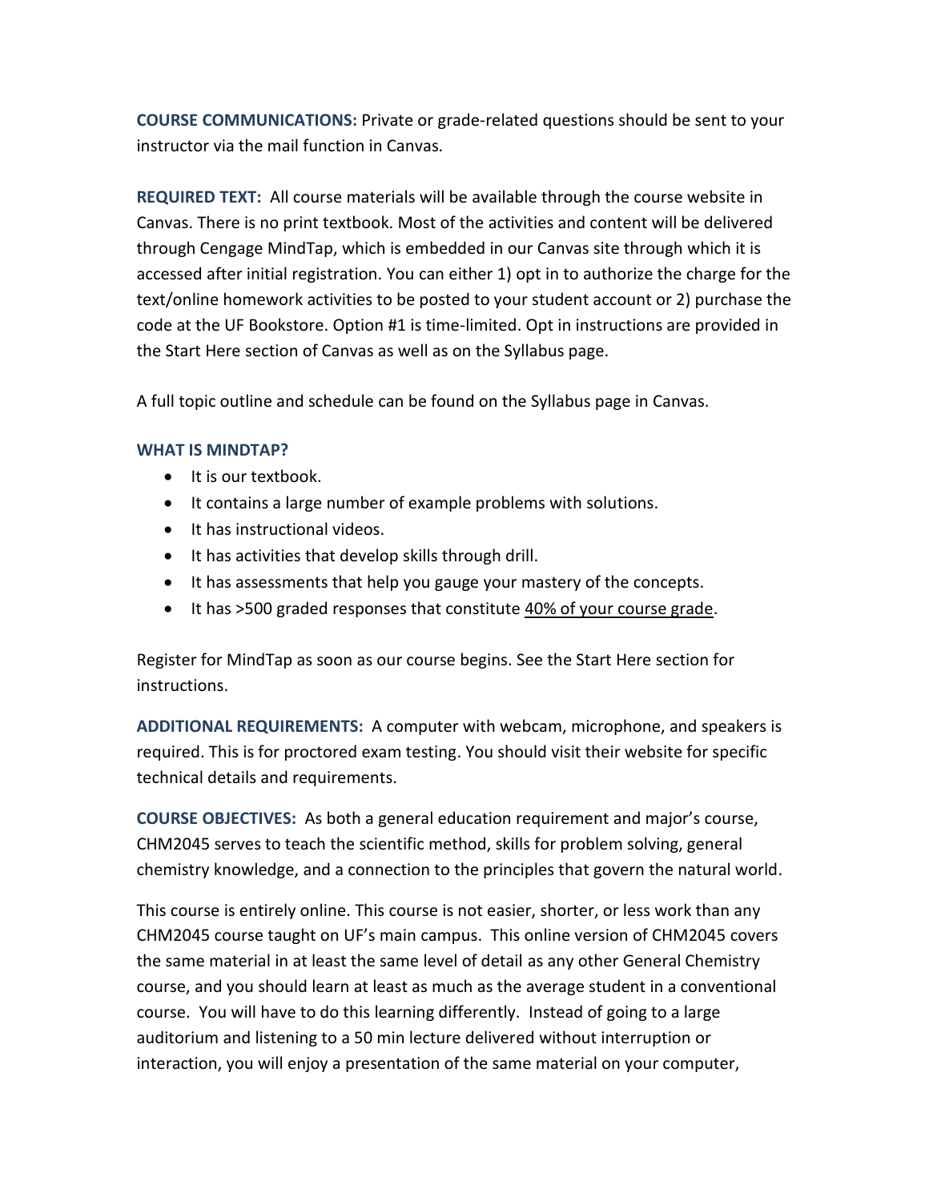**COURSE COMMUNICATIONS:** Private or grade-related questions should be sent to your instructor via the mail function in Canvas.

**REQUIRED TEXT:** All course materials will be available through the course website in Canvas. There is no print textbook. Most of the activities and content will be delivered through Cengage MindTap, which is embedded in our Canvas site through which it is accessed after initial registration. You can either 1) opt in to authorize the charge for the text/online homework activities to be posted to your student account or 2) purchase the code at the UF Bookstore. Option #1 is time-limited. Opt in instructions are provided in the Start Here section of Canvas as well as on the Syllabus page.

A full topic outline and schedule can be found on the Syllabus page in Canvas.

**WHAT IS MINDTAP?**

- It is our textbook.
- It contains a large number of example problems with solutions.
- It has instructional videos.
- It has activities that develop skills through drill.
- It has assessments that help you gauge your mastery of the concepts.
- It has >500 graded responses that constitute <u>40% of your course grade</u>.

Register for MindTap as soon as our course begins. See the Start Here section for instructions.

**ADDITIONAL REQUIREMENTS:** A computer with webcam, microphone, and speakers is required. This is for proctored exam testing. You should visit their website for specific technical details and requirements.

**COURSE OBJECTIVES:** As both a general education requirement and major's course, CHM2045 serves to teach the scientific method, skills for problem solving, general chemistry knowledge, and a connection to the principles that govern the natural world.

This course is entirely online. This course is not easier, shorter, or less work than any CHM2045 course taught on UF's main campus. This online version of CHM2045 covers the same material in at least the same level of detail as any other General Chemistry course, and you should learn at least as much as the average student in a conventional course. You will have to do this learning differently. Instead of going to a large auditorium and listening to a 50 min lecture delivered without interruption or interaction, you will enjoy a presentation of the same material on your computer,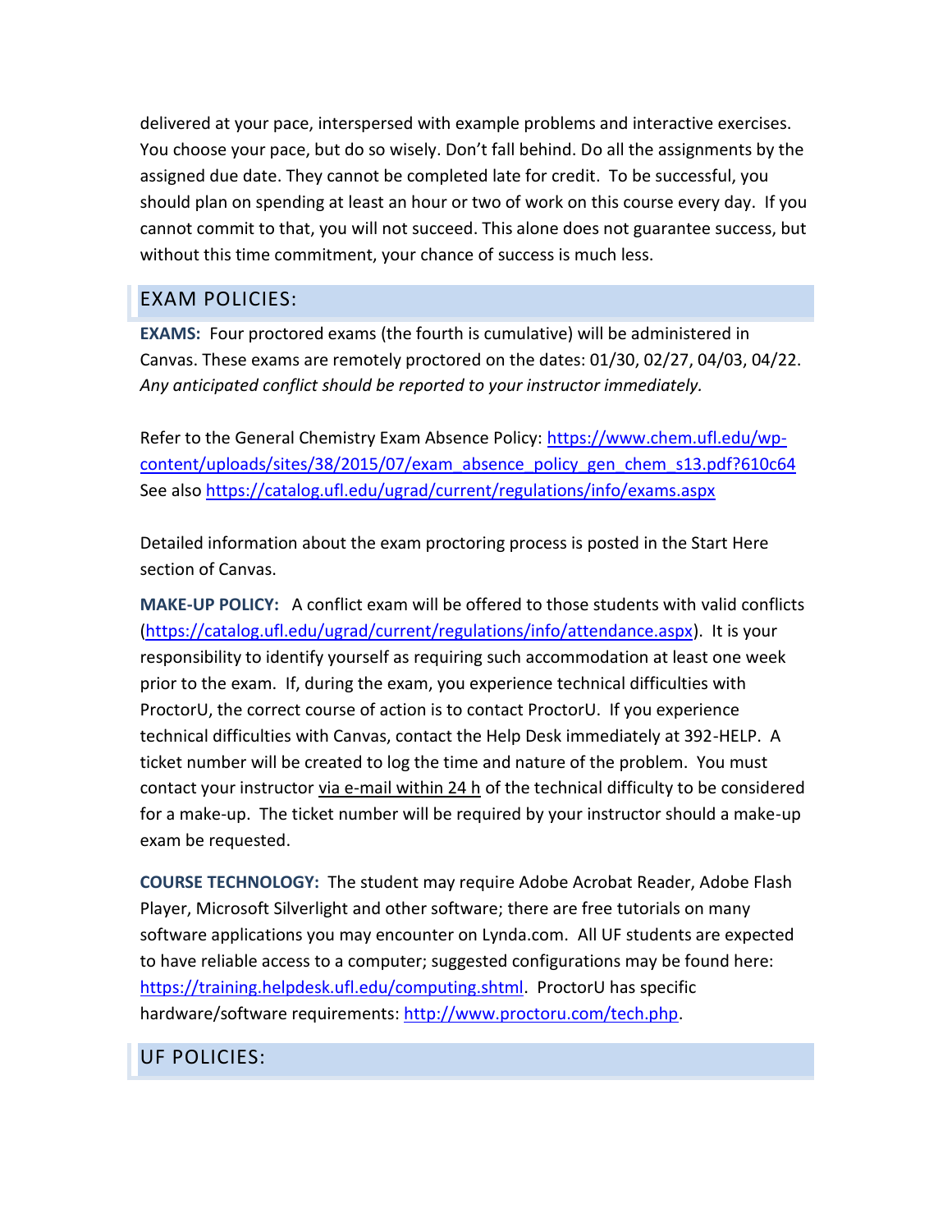delivered at your pace, interspersed with example problems and interactive exercises. You choose your pace, but do so wisely. Don't fall behind. Do all the assignments by the assigned due date. They cannot be completed late for credit. To be successful, you should plan on spending at least an hour or two of work on this course every day. If you cannot commit to that, you will not succeed. This alone does not guarantee success, but without this time commitment, your chance of success is much less.

## EXAM POLICIES:

**EXAMS:** Four proctored exams (the fourth is cumulative) will be administered in Canvas. These exams are remotely proctored on the dates: 01/30, 02/27, 04/03, 04/22. *Any anticipated conflict should be reported to your instructor immediately.*

Refer to the General Chemistry Exam Absence Policy: [https://www.chem.ufl.edu/wp-content/uploads/sites/38/2015/07/exam_absence_policy_gen_chem_s13.pdf?610c64](https://www.chem.ufl.edu/wp-content/uploads/sites/38/2015/07/exam_absence_policy_gen_chem_s13.pdf?610c64)
See also [https://catalog.ufl.edu/ugrad/current/regulations/info/exams.aspx](https://catalog.ufl.edu/ugrad/current/regulations/info/exams.aspx)

Detailed information about the exam proctoring process is posted in the Start Here section of Canvas.

**MAKE-UP POLICY:** A conflict exam will be offered to those students with valid conflicts ([https://catalog.ufl.edu/ugrad/current/regulations/info/attendance.aspx](https://catalog.ufl.edu/ugrad/current/regulations/info/attendance.aspx)). It is your responsibility to identify yourself as requiring such accommodation at least one week prior to the exam. If, during the exam, you experience technical difficulties with ProctorU, the correct course of action is to contact ProctorU. If you experience technical difficulties with Canvas, contact the Help Desk immediately at 392-HELP. A ticket number will be created to log the time and nature of the problem. You must contact your instructor <u>via e-mail within 24 h</u> of the technical difficulty to be considered for a make-up. The ticket number will be required by your instructor should a make-up exam be requested.

**COURSE TECHNOLOGY:** The student may require Adobe Acrobat Reader, Adobe Flash Player, Microsoft Silverlight and other software; there are free tutorials on many software applications you may encounter on Lynda.com. All UF students are expected to have reliable access to a computer; suggested configurations may be found here: [https://training.helpdesk.ufl.edu/computing.shtml](https://training.helpdesk.ufl.edu/computing.shtml). ProctorU has specific hardware/software requirements: [http://www.proctoru.com/tech.php](http://www.proctoru.com/tech.php).

## UF POLICIES: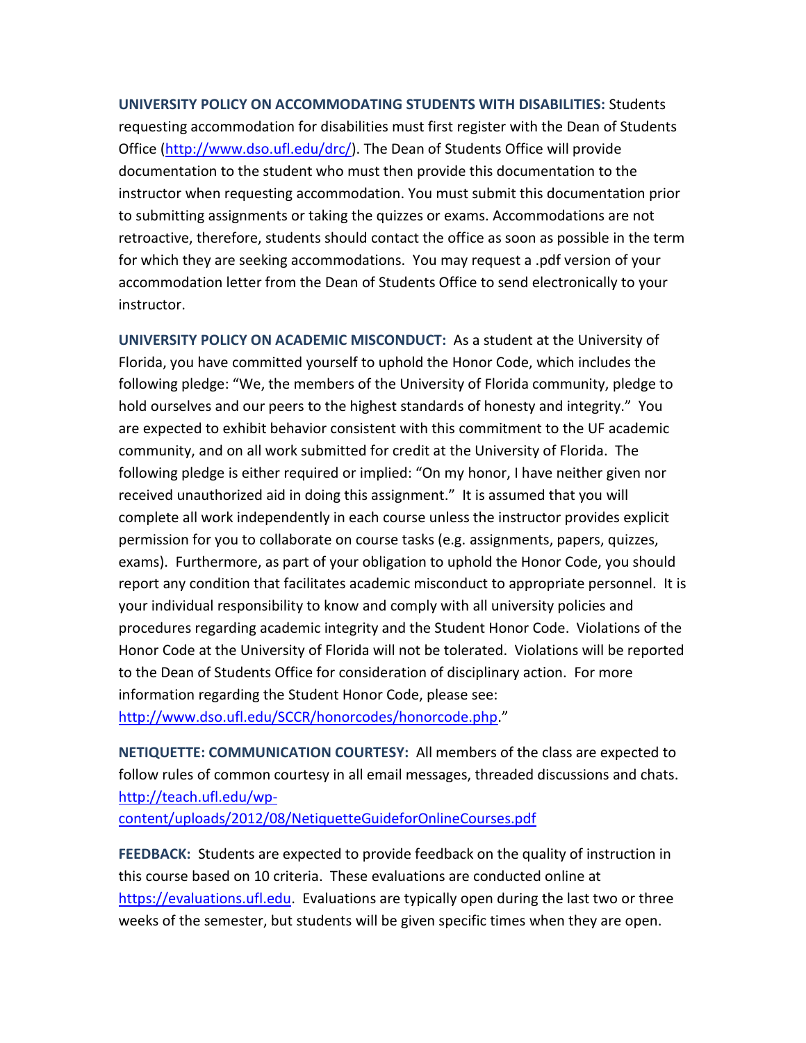**UNIVERSITY POLICY ON ACCOMMODATING STUDENTS WITH DISABILITIES:** Students requesting accommodation for disabilities must first register with the Dean of Students Office (http://www.dso.ufl.edu/drc/). The Dean of Students Office will provide documentation to the student who must then provide this documentation to the instructor when requesting accommodation. You must submit this documentation prior to submitting assignments or taking the quizzes or exams. Accommodations are not retroactive, therefore, students should contact the office as soon as possible in the term for which they are seeking accommodations. You may request a .pdf version of your accommodation letter from the Dean of Students Office to send electronically to your instructor.

**UNIVERSITY POLICY ON ACADEMIC MISCONDUCT:** As a student at the University of Florida, you have committed yourself to uphold the Honor Code, which includes the following pledge: "We, the members of the University of Florida community, pledge to hold ourselves and our peers to the highest standards of honesty and integrity." You are expected to exhibit behavior consistent with this commitment to the UF academic community, and on all work submitted for credit at the University of Florida. The following pledge is either required or implied: "On my honor, I have neither given nor received unauthorized aid in doing this assignment." It is assumed that you will complete all work independently in each course unless the instructor provides explicit permission for you to collaborate on course tasks (e.g. assignments, papers, quizzes, exams). Furthermore, as part of your obligation to uphold the Honor Code, you should report any condition that facilitates academic misconduct to appropriate personnel. It is your individual responsibility to know and comply with all university policies and procedures regarding academic integrity and the Student Honor Code. Violations of the Honor Code at the University of Florida will not be tolerated. Violations will be reported to the Dean of Students Office for consideration of disciplinary action. For more information regarding the Student Honor Code, please see: http://www.dso.ufl.edu/SCCR/honorcodes/honorcode.php."

**NETIQUETTE: COMMUNICATION COURTESY:** All members of the class are expected to follow rules of common courtesy in all email messages, threaded discussions and chats. http://teach.ufl.edu/wp-content/uploads/2012/08/NetiquetteGuideforOnlineCourses.pdf

**FEEDBACK:** Students are expected to provide feedback on the quality of instruction in this course based on 10 criteria. These evaluations are conducted online at https://evaluations.ufl.edu. Evaluations are typically open during the last two or three weeks of the semester, but students will be given specific times when they are open.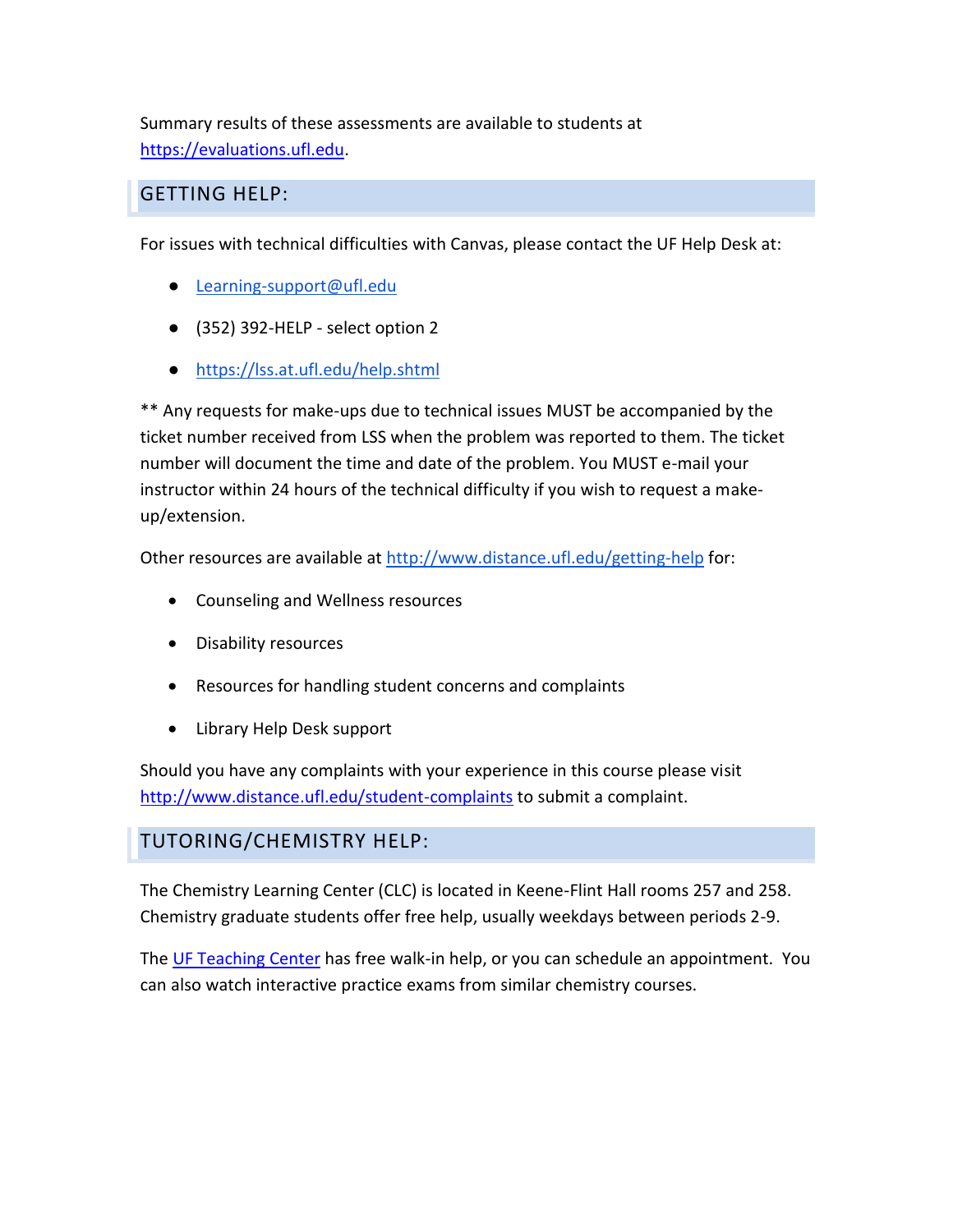Summary results of these assessments are available to students at [https://evaluations.ufl.edu](https://evaluations.ufl.edu).

## GETTING HELP:

For issues with technical difficulties with Canvas, please contact the UF Help Desk at:

- [Learning-support@ufl.edu](mailto:Learning-support@ufl.edu)
- (352) 392-HELP - select option 2
- [https://lss.at.ufl.edu/help.shtml](https://lss.at.ufl.edu/help.shtml)

** Any requests for make-ups due to technical issues MUST be accompanied by the ticket number received from LSS when the problem was reported to them. The ticket number will document the time and date of the problem. You MUST e-mail your instructor within 24 hours of the technical difficulty if you wish to request a make-up/extension.

Other resources are available at [http://www.distance.ufl.edu/getting-help](http://www.distance.ufl.edu/getting-help) for:

- Counseling and Wellness resources
- Disability resources
- Resources for handling student concerns and complaints
- Library Help Desk support

Should you have any complaints with your experience in this course please visit [http://www.distance.ufl.edu/student-complaints](http://www.distance.ufl.edu/student-complaints) to submit a complaint.

## TUTORING/CHEMISTRY HELP:

The Chemistry Learning Center (CLC) is located in Keene-Flint Hall rooms 257 and 258. Chemistry graduate students offer free help, usually weekdays between periods 2-9.

The UF Teaching Center has free walk-in help, or you can schedule an appointment. You can also watch interactive practice exams from similar chemistry courses.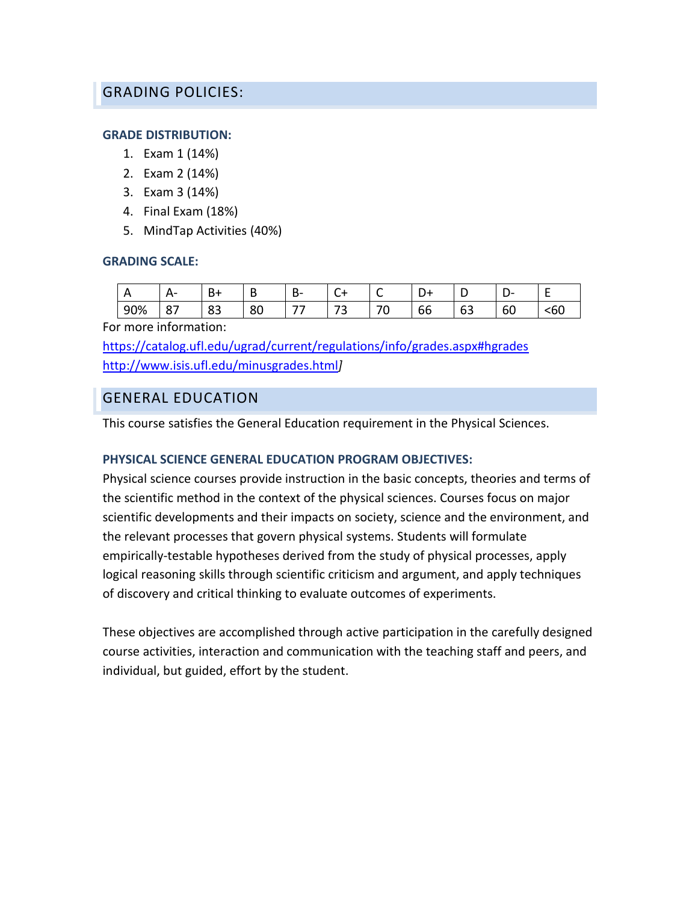## GRADING POLICIES:

### GRADE DISTRIBUTION:

1. Exam 1 (14%)
2. Exam 2 (14%)
3. Exam 3 (14%)
4. Final Exam (18%)
5. MindTap Activities (40%)

### GRADING SCALE:

| A | A- | B+ | B | B- | C+ | C | D+ | D | D- | E |
|---|---|---|---|---|---|---|---|---|---|---|
| 90% | 87 | 83 | 80 | 77 | 73 | 70 | 66 | 63 | 60 | <60 |

For more information:

https://catalog.ufl.edu/ugrad/current/regulations/info/grades.aspx#hgrades
http://www.isis.ufl.edu/minusgrades.html]

## GENERAL EDUCATION

This course satisfies the General Education requirement in the Physical Sciences.

### PHYSICAL SCIENCE GENERAL EDUCATION PROGRAM OBJECTIVES:

Physical science courses provide instruction in the basic concepts, theories and terms of the scientific method in the context of the physical sciences. Courses focus on major scientific developments and their impacts on society, science and the environment, and the relevant processes that govern physical systems. Students will formulate empirically-testable hypotheses derived from the study of physical processes, apply logical reasoning skills through scientific criticism and argument, and apply techniques of discovery and critical thinking to evaluate outcomes of experiments.

These objectives are accomplished through active participation in the carefully designed course activities, interaction and communication with the teaching staff and peers, and individual, but guided, effort by the student.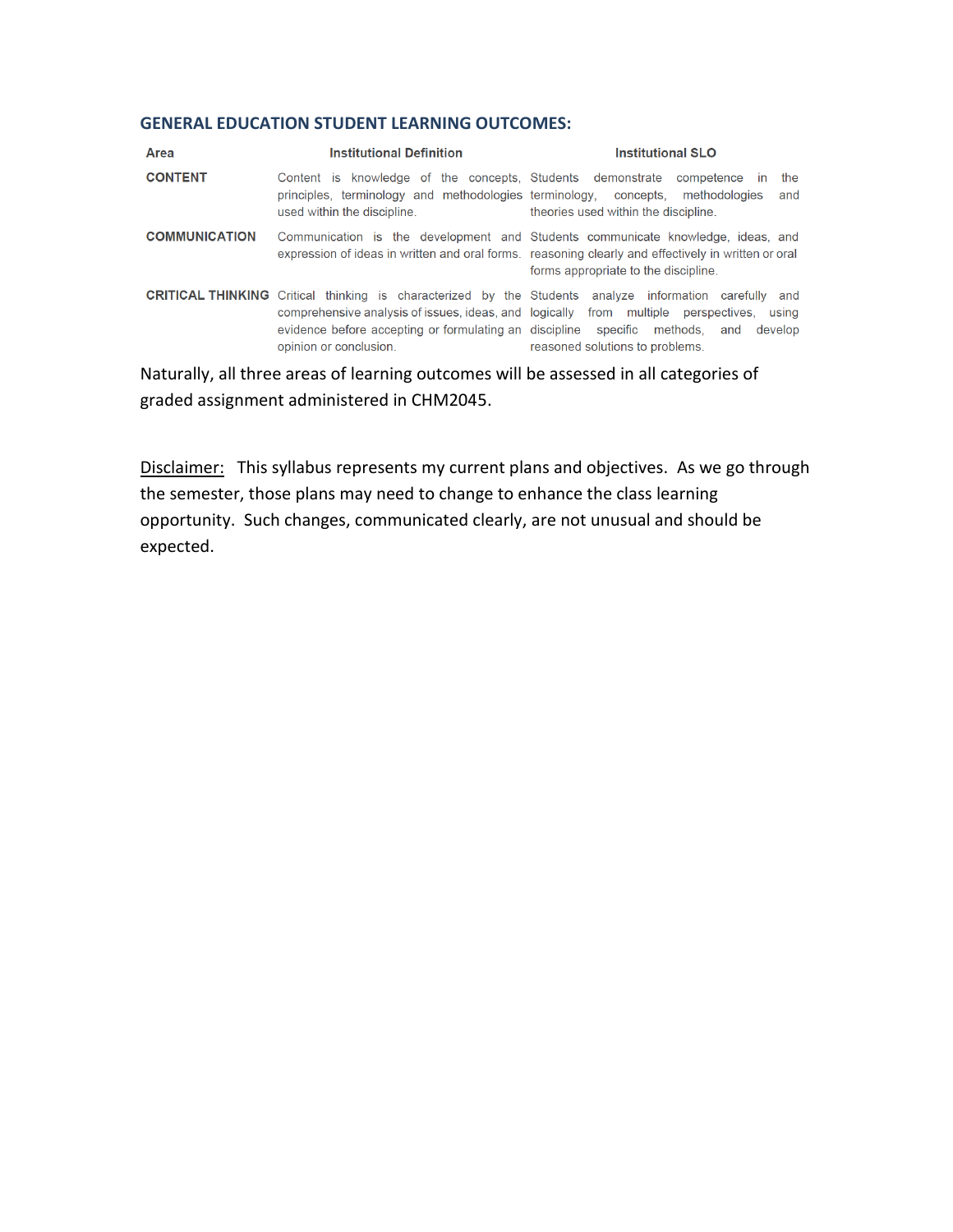## GENERAL EDUCATION STUDENT LEARNING OUTCOMES:

| Area | Institutional Definition | Institutional SLO |
|---|---|---|
| **CONTENT** | Content is knowledge of the concepts, principles, terminology and methodologies used within the discipline. | Students demonstrate competence in the terminology, concepts, methodologies and theories used within the discipline. |
| **COMMUNICATION** | Communication is the development and expression of ideas in written and oral forms. | Students communicate knowledge, ideas, and reasoning clearly and effectively in written or oral forms appropriate to the discipline. |
| **CRITICAL THINKING** | Critical thinking is characterized by the comprehensive analysis of issues, ideas, and evidence before accepting or formulating an opinion or conclusion. | Students analyze information carefully and logically from multiple perspectives, using discipline specific methods, and develop reasoned solutions to problems. |

Naturally, all three areas of learning outcomes will be assessed in all categories of graded assignment administered in CHM2045.

Disclaimer: This syllabus represents my current plans and objectives. As we go through the semester, those plans may need to change to enhance the class learning opportunity. Such changes, communicated clearly, are not unusual and should be expected.